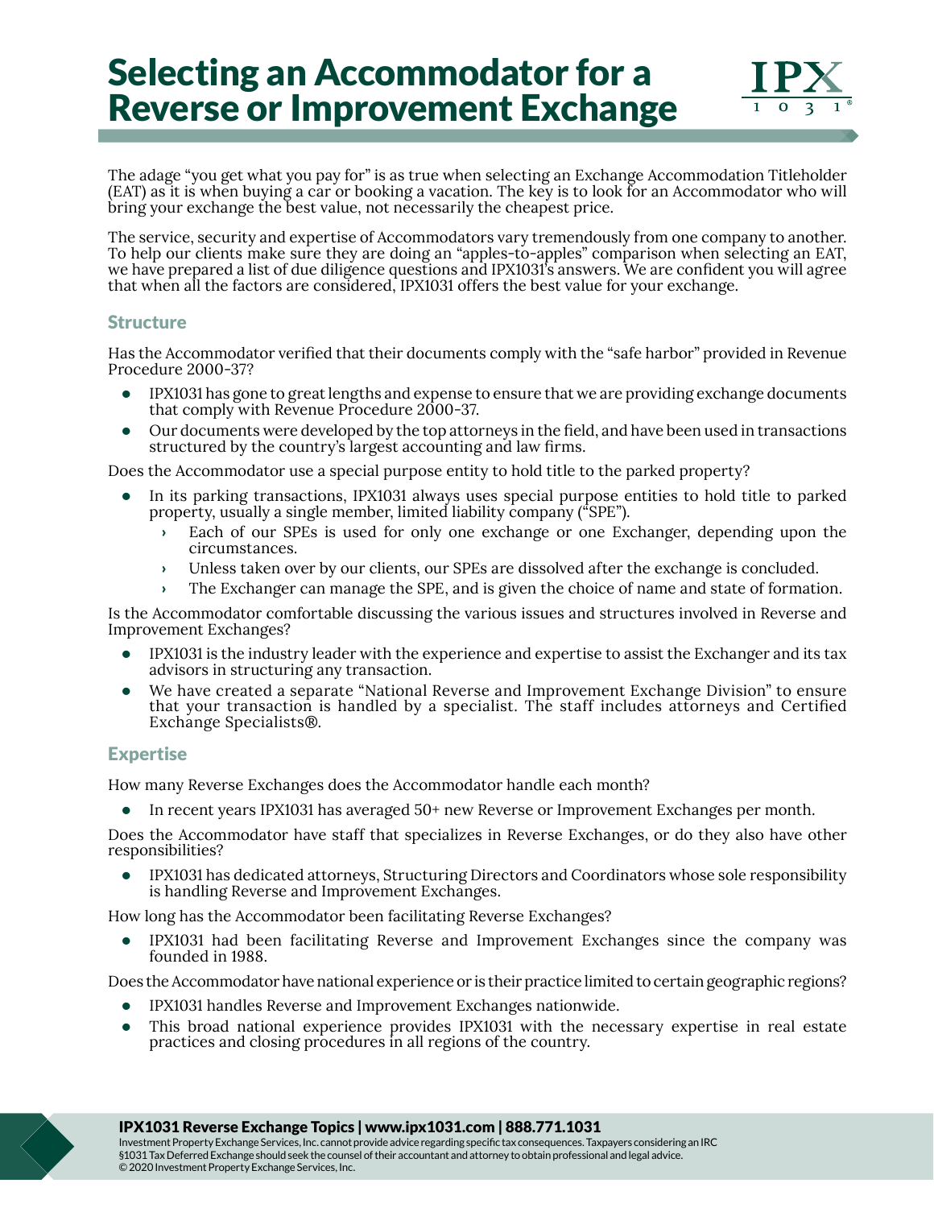# Selecting an Accommodator for a Reverse or Improvement Exchange

The adage "you get what you pay for" is as true when selecting an Exchange Accommodation Titleholder (EAT) as it is when buying a car or booking a vacation. The key is to look for an Accommodator who will bring your exchange the best value, not necessarily the cheapest price.

The service, security and expertise of Accommodators vary tremendously from one company to another. To help our clients make sure they are doing an "apples-to-apples" comparison when selecting an EAT, we have prepared a list of due diligence questions and IPX1031's answers. We are confident you will agree that when all the factors are considered, IPX1031 offers the best value for your exchange.

## Structure

Has the Accommodator verified that their documents comply with the "safe harbor" provided in Revenue Procedure 2000-37?

- IPX1031 has gone to great lengths and expense to ensure that we are providing exchange documents that comply with Revenue Procedure 2000-37.
- Our documents were developed by the top attorneys in the field, and have been used in transactions structured by the country's largest accounting and law firms.

Does the Accommodator use a special purpose entity to hold title to the parked property?

- In its parking transactions, IPX1031 always uses special purpose entities to hold title to parked property, usually a single member, limited liability company ("SPE").
  - Each of our SPEs is used for only one exchange or one Exchanger, depending upon the circumstances.
  - Unless taken over by our clients, our SPEs are dissolved after the exchange is concluded.
  - The Exchanger can manage the SPE, and is given the choice of name and state of formation.

Is the Accommodator comfortable discussing the various issues and structures involved in Reverse and Improvement Exchanges?

- IPX1031 is the industry leader with the experience and expertise to assist the Exchanger and its tax advisors in structuring any transaction.
- We have created a separate "National Reverse and Improvement Exchange Division" to ensure that your transaction is handled by a specialist. The staff includes attorneys and Certified Exchange Specialists®.

## Expertise

How many Reverse Exchanges does the Accommodator handle each month?

- In recent years IPX1031 has averaged 50+ new Reverse or Improvement Exchanges per month.

Does the Accommodator have staff that specializes in Reverse Exchanges, or do they also have other responsibilities?

- IPX1031 has dedicated attorneys, Structuring Directors and Coordinators whose sole responsibility is handling Reverse and Improvement Exchanges.

How long has the Accommodator been facilitating Reverse Exchanges?

- IPX1031 had been facilitating Reverse and Improvement Exchanges since the company was founded in 1988.

Does the Accommodator have national experience or is their practice limited to certain geographic regions?

- IPX1031 handles Reverse and Improvement Exchanges nationwide.
- This broad national experience provides IPX1031 with the necessary expertise in real estate practices and closing procedures in all regions of the country.

**IPX1031 Reverse Exchange Topics | www.ipx1031.com | 888.771.1031**

Investment Property Exchange Services, Inc. cannot provide advice regarding specific tax consequences. Taxpayers considering an IRC §1031 Tax Deferred Exchange should seek the counsel of their accountant and attorney to obtain professional and legal advice.
© 2020 Investment Property Exchange Services, Inc.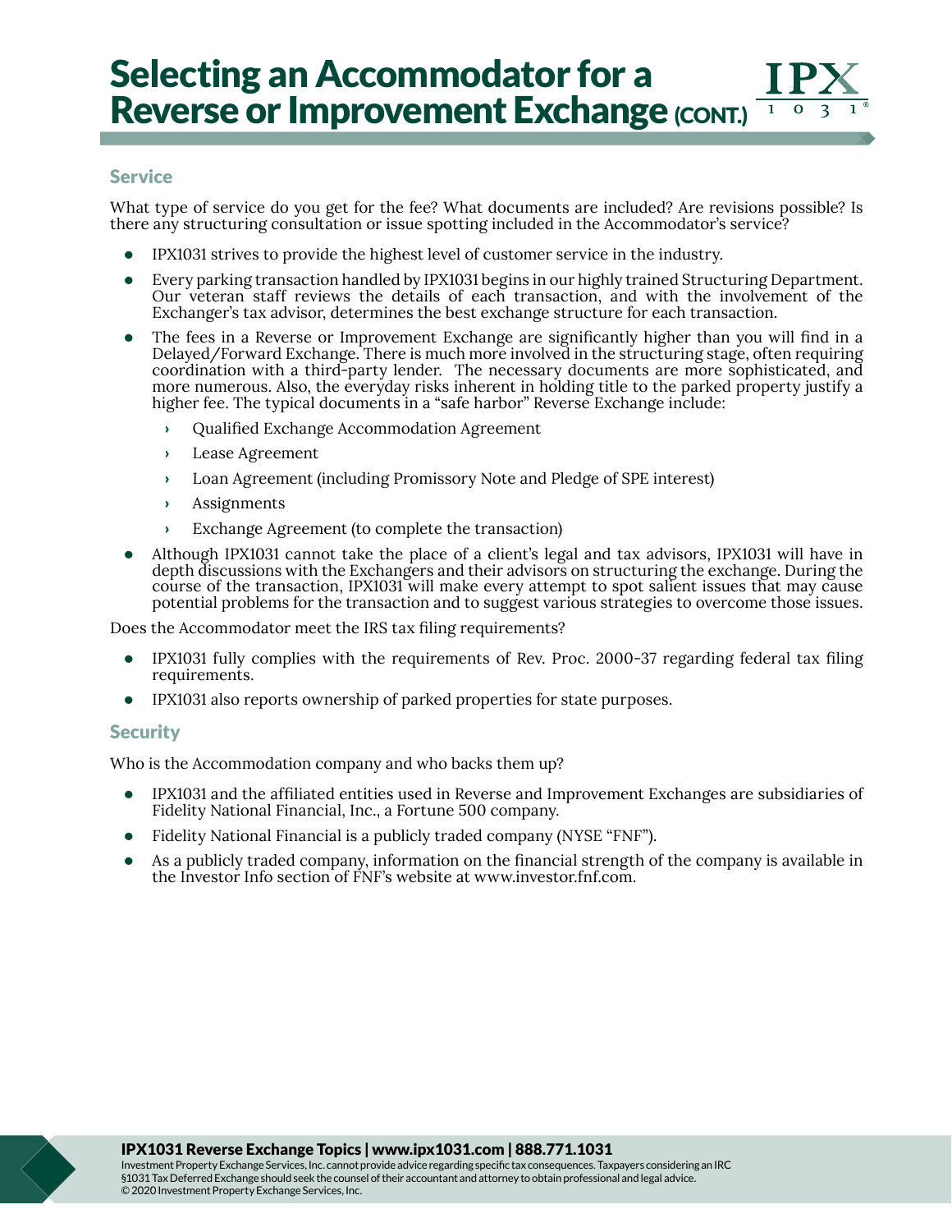# Selecting an Accommodator for a Reverse or Improvement Exchange (CONT.)

## Service

What type of service do you get for the fee? What documents are included? Are revisions possible? Is there any structuring consultation or issue spotting included in the Accommodator's service?

- IPX1031 strives to provide the highest level of customer service in the industry.
- Every parking transaction handled by IPX1031 begins in our highly trained Structuring Department. Our veteran staff reviews the details of each transaction, and with the involvement of the Exchanger's tax advisor, determines the best exchange structure for each transaction.
- The fees in a Reverse or Improvement Exchange are significantly higher than you will find in a Delayed/Forward Exchange. There is much more involved in the structuring stage, often requiring coordination with a third-party lender. The necessary documents are more sophisticated, and more numerous. Also, the everyday risks inherent in holding title to the parked property justify a higher fee. The typical documents in a "safe harbor" Reverse Exchange include:
  - Qualified Exchange Accommodation Agreement
  - Lease Agreement
  - Loan Agreement (including Promissory Note and Pledge of SPE interest)
  - Assignments
  - Exchange Agreement (to complete the transaction)
- Although IPX1031 cannot take the place of a client's legal and tax advisors, IPX1031 will have in depth discussions with the Exchangers and their advisors on structuring the exchange. During the course of the transaction, IPX1031 will make every attempt to spot salient issues that may cause potential problems for the transaction and to suggest various strategies to overcome those issues.

Does the Accommodator meet the IRS tax filing requirements?

- IPX1031 fully complies with the requirements of Rev. Proc. 2000-37 regarding federal tax filing requirements.
- IPX1031 also reports ownership of parked properties for state purposes.

## Security

Who is the Accommodation company and who backs them up?

- IPX1031 and the affiliated entities used in Reverse and Improvement Exchanges are subsidiaries of Fidelity National Financial, Inc., a Fortune 500 company.
- Fidelity National Financial is a publicly traded company (NYSE "FNF").
- As a publicly traded company, information on the financial strength of the company is available in the Investor Info section of FNF's website at www.investor.fnf.com.

IPX1031 Reverse Exchange Topics | www.ipx1031.com | 888.771.1031

Investment Property Exchange Services, Inc. cannot provide advice regarding specific tax consequences. Taxpayers considering an IRC §1031 Tax Deferred Exchange should seek the counsel of their accountant and attorney to obtain professional and legal advice.
© 2020 Investment Property Exchange Services, Inc.